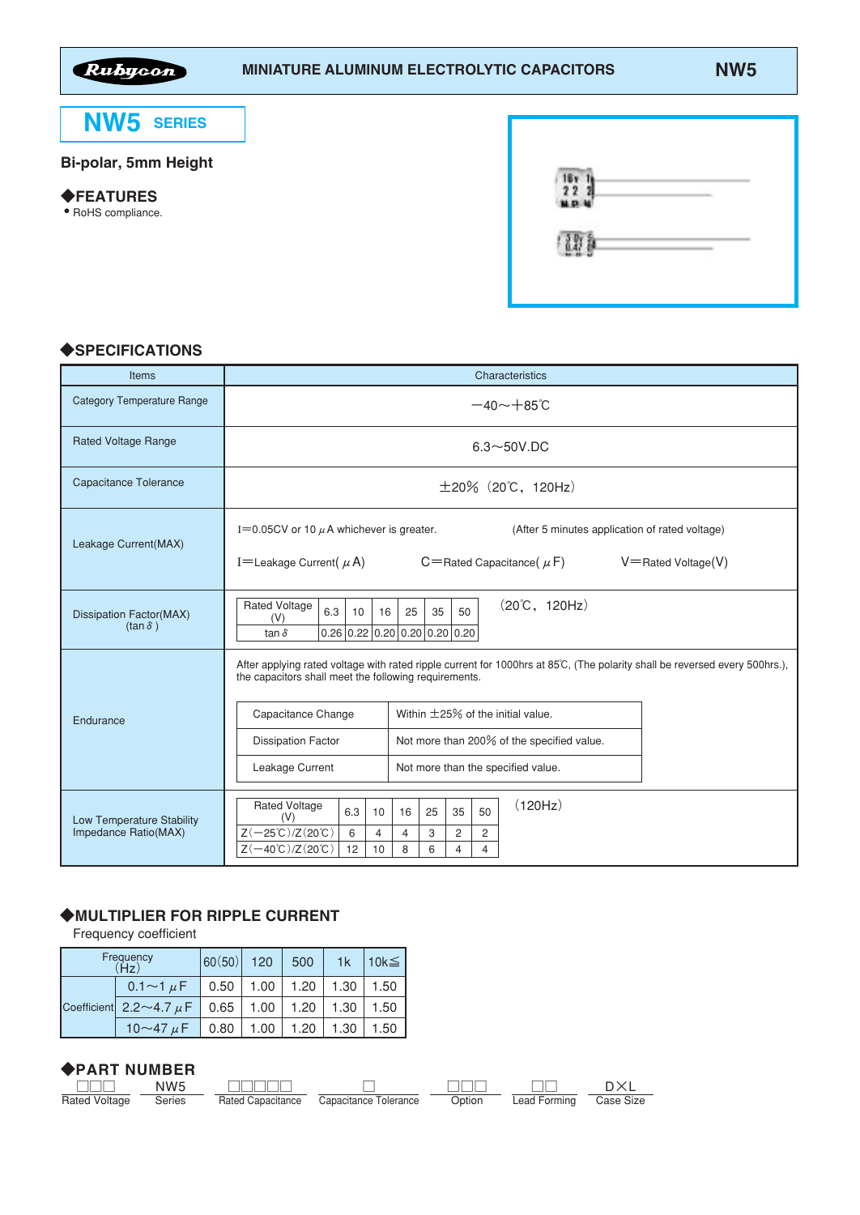Rubycon　MINIATURE ALUMINUM ELECTROLYTIC CAPACITORS　NW5

# NW5 SERIES

**Bi-polar, 5mm Height**

## ◆FEATURES

- RoHS compliance.

## ◆SPECIFICATIONS

| Items | Characteristics |
|---|---|
| Category Temperature Range | −40～＋85℃ |
| Rated Voltage Range | 6.3～50V.DC |
| Capacitance Tolerance | ±20％（20℃，120Hz） |
| Leakage Current(MAX) | I＝0.05CV or 10 μA whichever is greater. (After 5 minutes application of rated voltage)<br>I＝Leakage Current( μA)　C＝Rated Capacitance( μF)　V＝Rated Voltage(V) |
| Dissipation Factor(MAX) (tan δ) | (20℃，120Hz) — see table below |
| Endurance | After applying rated voltage with rated ripple current for 1000hrs at 85℃, (The polarity shall be reversed every 500hrs.), the capacitors shall meet the following requirements. — see table below |
| Low Temperature Stability Impedance Ratio(MAX) | (120Hz) — see table below |

**Dissipation Factor(MAX)** (20℃，120Hz)

| Rated Voltage (V) | 6.3 | 10 | 16 | 25 | 35 | 50 |
|---|---|---|---|---|---|---|
| tan δ | 0.26 | 0.22 | 0.20 | 0.20 | 0.20 | 0.20 |

**Endurance**

| | |
|---|---|
| Capacitance Change | Within ±25％ of the initial value. |
| Dissipation Factor | Not more than 200％ of the specified value. |
| Leakage Current | Not more than the specified value. |

**Low Temperature Stability Impedance Ratio(MAX)** (120Hz)

| Rated Voltage (V) | 6.3 | 10 | 16 | 25 | 35 | 50 |
|---|---|---|---|---|---|---|
| Z(−25℃)/Z(20℃) | 6 | 4 | 4 | 3 | 2 | 2 |
| Z(−40℃)/Z(20℃) | 12 | 10 | 8 | 6 | 4 | 4 |

## ◆MULTIPLIER FOR RIPPLE CURRENT

Frequency coefficient

| Frequency (Hz) | | 60(50) | 120 | 500 | 1k | 10k≦ |
|---|---|---|---|---|---|---|
| Coefficient | 0.1～1 μF | 0.50 | 1.00 | 1.20 | 1.30 | 1.50 |
| | 2.2～4.7 μF | 0.65 | 1.00 | 1.20 | 1.30 | 1.50 |
| | 10～47 μF | 0.80 | 1.00 | 1.20 | 1.30 | 1.50 |

## ◆PART NUMBER

| □□□ | NW5 | □□□□□ | □ | □□□ | □□ | D×L |
|---|---|---|---|---|---|---|
| Rated Voltage | Series | Rated Capacitance | Capacitance Tolerance | Option | Lead Forming | Case Size |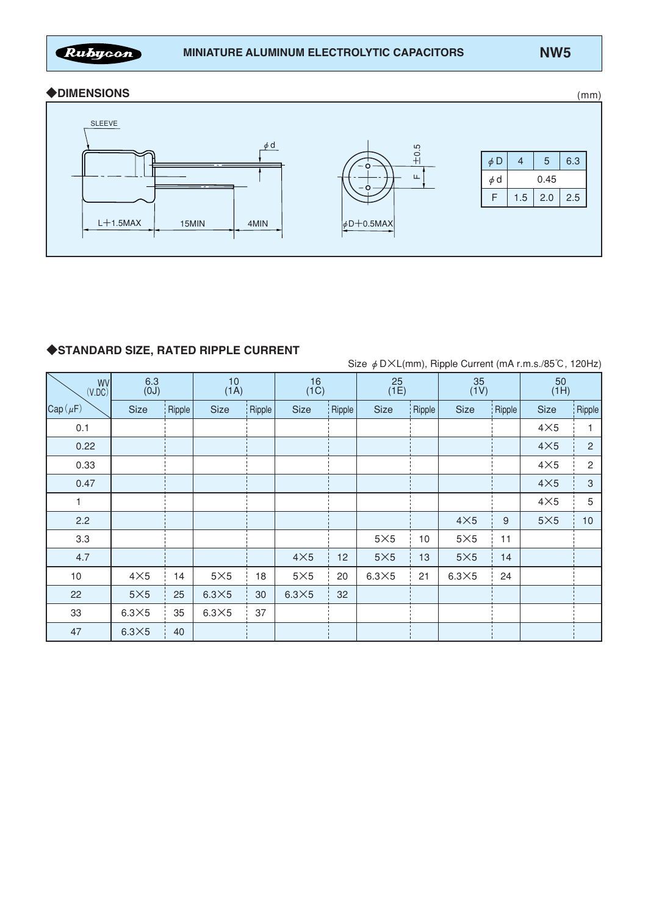MINIATURE ALUMINUM ELECTROLYTIC CAPACITORS **NW5**

## ◆DIMENSIONS

(mm)

SLEEVE

φd

L+1.5MAX 15MIN 4MIN

φD+0.5MAX

F ±0.5

| φD | 4 | 5 | 6.3 |
|---|---|---|---|
| φd | 0.45 | | |
| F | 1.5 | 2.0 | 2.5 |

## ◆STANDARD SIZE, RATED RIPPLE CURRENT

Size φD×L(mm), Ripple Current (mA r.m.s./85℃, 120Hz)

| WV (V.DC) | 6.3 (0J) | | 10 (1A) | | 16 (1C) | | 25 (1E) | | 35 (1V) | | 50 (1H) | |
|---|---|---|---|---|---|---|---|---|---|---|---|---|
| Cap (μF) | Size | Ripple | Size | Ripple | Size | Ripple | Size | Ripple | Size | Ripple | Size | Ripple |
| 0.1 | | | | | | | | | | | 4×5 | 1 |
| 0.22 | | | | | | | | | | | 4×5 | 2 |
| 0.33 | | | | | | | | | | | 4×5 | 2 |
| 0.47 | | | | | | | | | | | 4×5 | 3 |
| 1 | | | | | | | | | | | 4×5 | 5 |
| 2.2 | | | | | | | | | 4×5 | 9 | 5×5 | 10 |
| 3.3 | | | | | | | 5×5 | 10 | 5×5 | 11 | | |
| 4.7 | | | | | 4×5 | 12 | 5×5 | 13 | 5×5 | 14 | | |
| 10 | 4×5 | 14 | 5×5 | 18 | 5×5 | 20 | 6.3×5 | 21 | 6.3×5 | 24 | | |
| 22 | 5×5 | 25 | 6.3×5 | 30 | 6.3×5 | 32 | | | | | | |
| 33 | 6.3×5 | 35 | 6.3×5 | 37 | | | | | | | | |
| 47 | 6.3×5 | 40 | | | | | | | | | | |